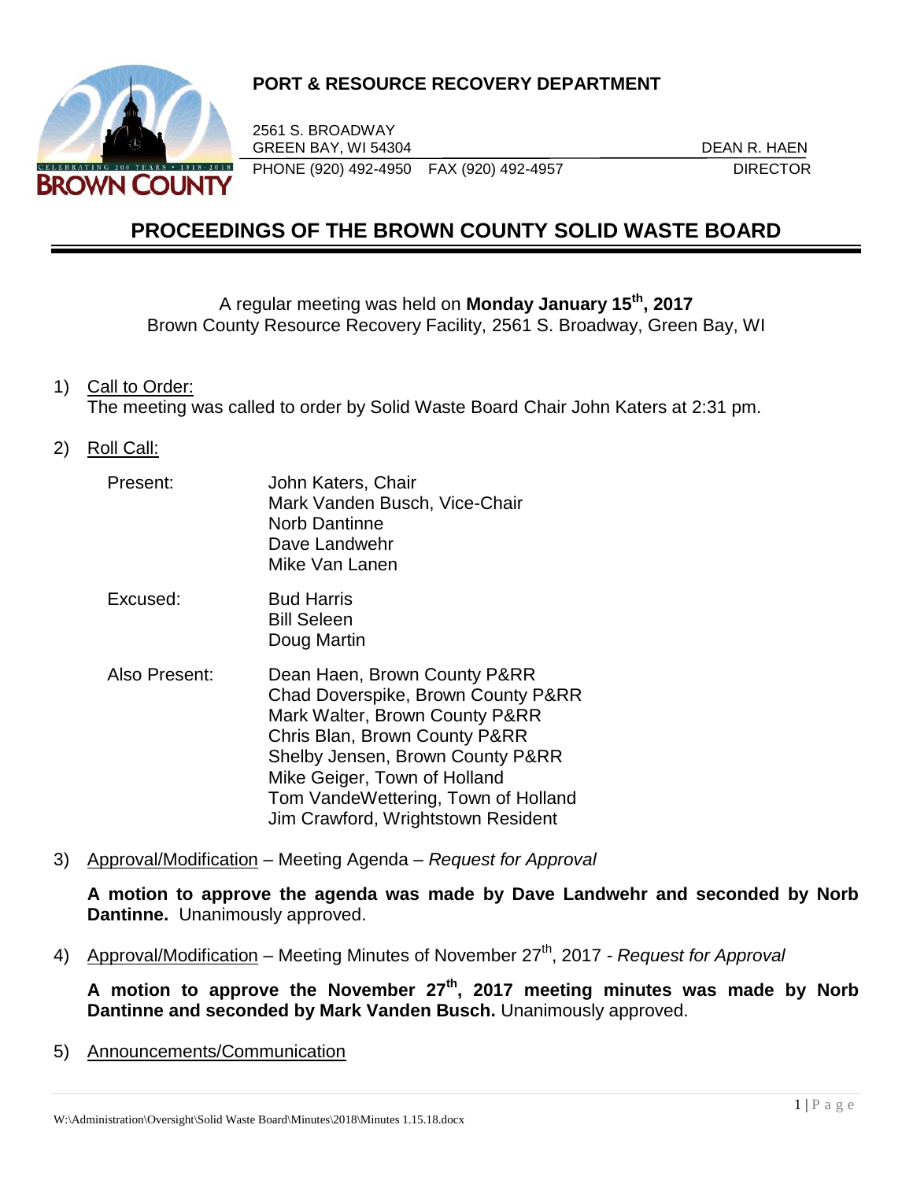**PORT & RESOURCE RECOVERY DEPARTMENT**

2561 S. BROADWAY
GREEN BAY, WI 54304
PHONE (920) 492-4950 FAX (920) 492-4957

DEAN R. HAEN
DIRECTOR

# PROCEEDINGS OF THE BROWN COUNTY SOLID WASTE BOARD

A regular meeting was held on **Monday January 15th, 2017**
Brown County Resource Recovery Facility, 2561 S. Broadway, Green Bay, WI

1) Call to Order:
   The meeting was called to order by Solid Waste Board Chair John Katers at 2:31 pm.

2) Roll Call:

   Present:
   - John Katers, Chair
   - Mark Vanden Busch, Vice-Chair
   - Norb Dantinne
   - Dave Landwehr
   - Mike Van Lanen

   Excused:
   - Bud Harris
   - Bill Seleen
   - Doug Martin

   Also Present:
   - Dean Haen, Brown County P&RR
   - Chad Doverspike, Brown County P&RR
   - Mark Walter, Brown County P&RR
   - Chris Blan, Brown County P&RR
   - Shelby Jensen, Brown County P&RR
   - Mike Geiger, Town of Holland
   - Tom VandeWettering, Town of Holland
   - Jim Crawford, Wrightstown Resident

3) Approval/Modification – Meeting Agenda – *Request for Approval*

   **A motion to approve the agenda was made by Dave Landwehr and seconded by Norb Dantinne.** Unanimously approved.

4) Approval/Modification – Meeting Minutes of November 27th, 2017 - *Request for Approval*

   **A motion to approve the November 27th, 2017 meeting minutes was made by Norb Dantinne and seconded by Mark Vanden Busch.** Unanimously approved.

5) Announcements/Communication

W:\Administration\Oversight\Solid Waste Board\Minutes\2018\Minutes 1.15.18.docx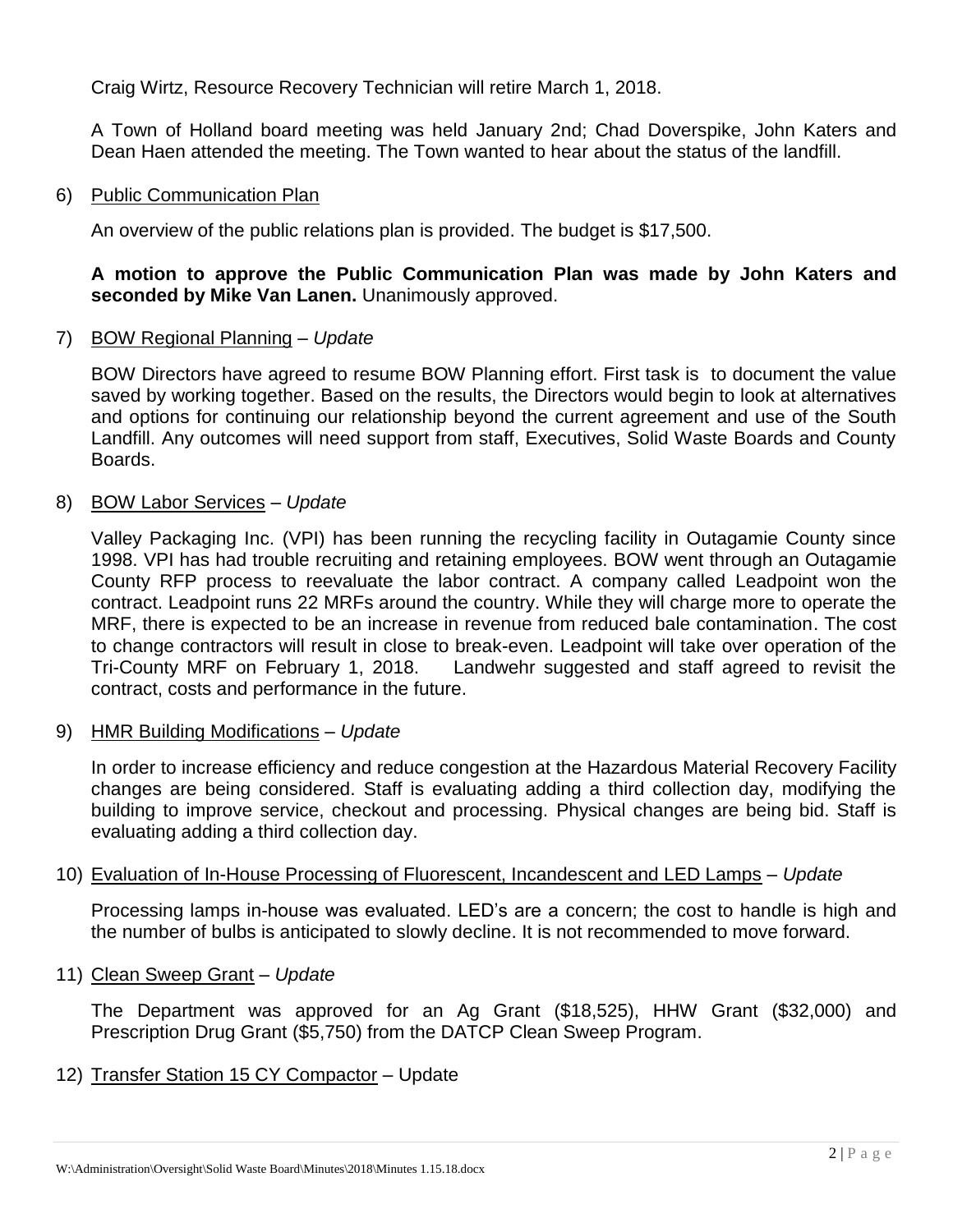Craig Wirtz, Resource Recovery Technician will retire March 1, 2018.

A Town of Holland board meeting was held January 2nd; Chad Doverspike, John Katers and Dean Haen attended the meeting. The Town wanted to hear about the status of the landfill.

6) Public Communication Plan

An overview of the public relations plan is provided. The budget is $17,500.

**A motion to approve the Public Communication Plan was made by John Katers and seconded by Mike Van Lanen.** Unanimously approved.

7) BOW Regional Planning – *Update*

BOW Directors have agreed to resume BOW Planning effort. First task is to document the value saved by working together. Based on the results, the Directors would begin to look at alternatives and options for continuing our relationship beyond the current agreement and use of the South Landfill. Any outcomes will need support from staff, Executives, Solid Waste Boards and County Boards.

8) BOW Labor Services – *Update*

Valley Packaging Inc. (VPI) has been running the recycling facility in Outagamie County since 1998. VPI has had trouble recruiting and retaining employees. BOW went through an Outagamie County RFP process to reevaluate the labor contract. A company called Leadpoint won the contract. Leadpoint runs 22 MRFs around the country. While they will charge more to operate the MRF, there is expected to be an increase in revenue from reduced bale contamination. The cost to change contractors will result in close to break-even. Leadpoint will take over operation of the Tri-County MRF on February 1, 2018. Landwehr suggested and staff agreed to revisit the contract, costs and performance in the future.

9) HMR Building Modifications – *Update*

In order to increase efficiency and reduce congestion at the Hazardous Material Recovery Facility changes are being considered. Staff is evaluating adding a third collection day, modifying the building to improve service, checkout and processing. Physical changes are being bid. Staff is evaluating adding a third collection day.

10) Evaluation of In-House Processing of Fluorescent, Incandescent and LED Lamps – *Update*

Processing lamps in-house was evaluated. LED's are a concern; the cost to handle is high and the number of bulbs is anticipated to slowly decline. It is not recommended to move forward.

11) Clean Sweep Grant – *Update*

The Department was approved for an Ag Grant ($18,525), HHW Grant ($32,000) and Prescription Drug Grant ($5,750) from the DATCP Clean Sweep Program.

12) Transfer Station 15 CY Compactor – Update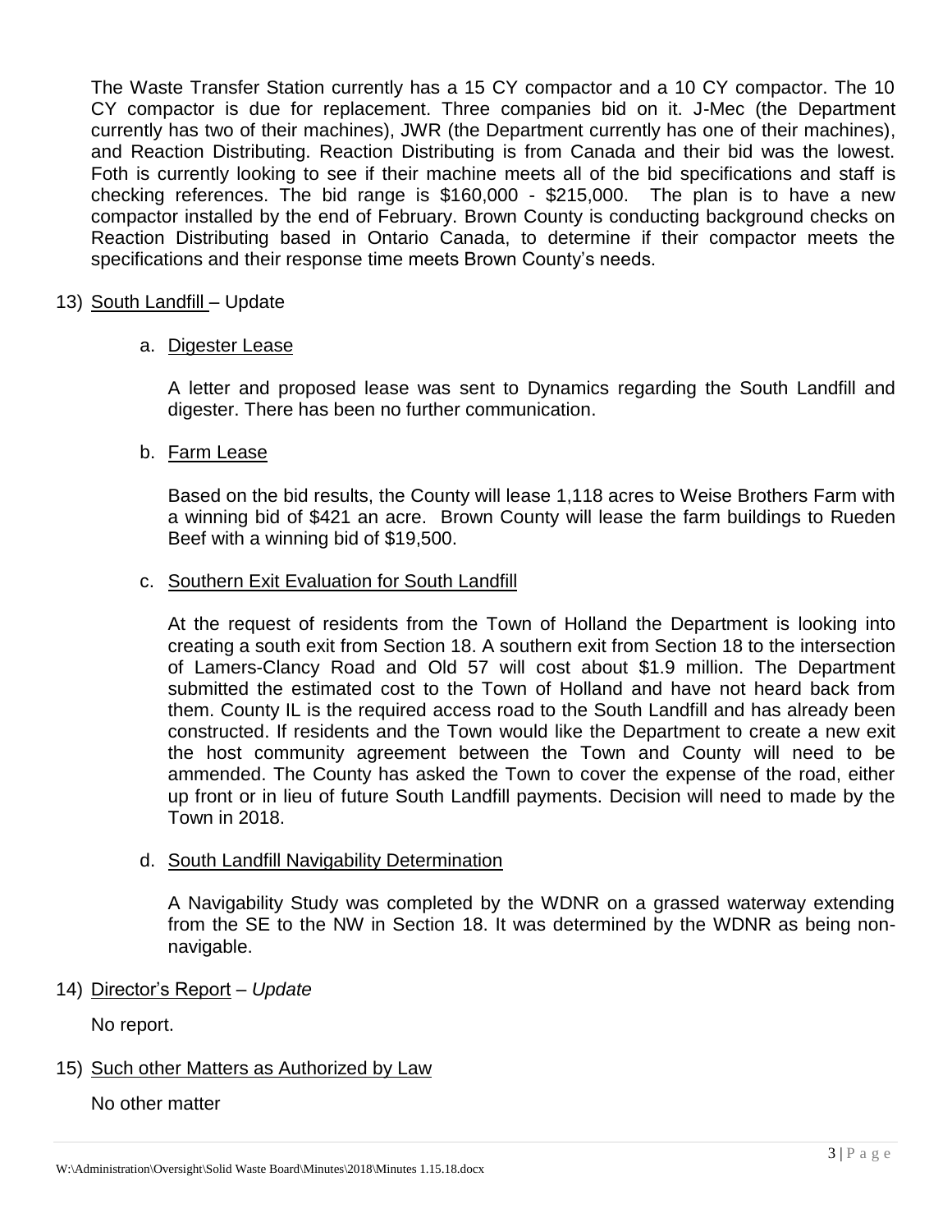The Waste Transfer Station currently has a 15 CY compactor and a 10 CY compactor. The 10 CY compactor is due for replacement. Three companies bid on it. J-Mec (the Department currently has two of their machines), JWR (the Department currently has one of their machines), and Reaction Distributing. Reaction Distributing is from Canada and their bid was the lowest. Foth is currently looking to see if their machine meets all of the bid specifications and staff is checking references. The bid range is $160,000 - $215,000. The plan is to have a new compactor installed by the end of February. Brown County is conducting background checks on Reaction Distributing based in Ontario Canada, to determine if their compactor meets the specifications and their response time meets Brown County's needs.

13) South Landfill – Update

   a. Digester Lease

      A letter and proposed lease was sent to Dynamics regarding the South Landfill and digester. There has been no further communication.

   b. Farm Lease

      Based on the bid results, the County will lease 1,118 acres to Weise Brothers Farm with a winning bid of $421 an acre. Brown County will lease the farm buildings to Rueden Beef with a winning bid of $19,500.

   c. Southern Exit Evaluation for South Landfill

      At the request of residents from the Town of Holland the Department is looking into creating a south exit from Section 18. A southern exit from Section 18 to the intersection of Lamers-Clancy Road and Old 57 will cost about $1.9 million. The Department submitted the estimated cost to the Town of Holland and have not heard back from them. County IL is the required access road to the South Landfill and has already been constructed. If residents and the Town would like the Department to create a new exit the host community agreement between the Town and County will need to be ammended. The County has asked the Town to cover the expense of the road, either up front or in lieu of future South Landfill payments. Decision will need to made by the Town in 2018.

   d. South Landfill Navigability Determination

      A Navigability Study was completed by the WDNR on a grassed waterway extending from the SE to the NW in Section 18. It was determined by the WDNR as being non-navigable.

14) Director's Report – *Update*

   No report.

15) Such other Matters as Authorized by Law

   No other matter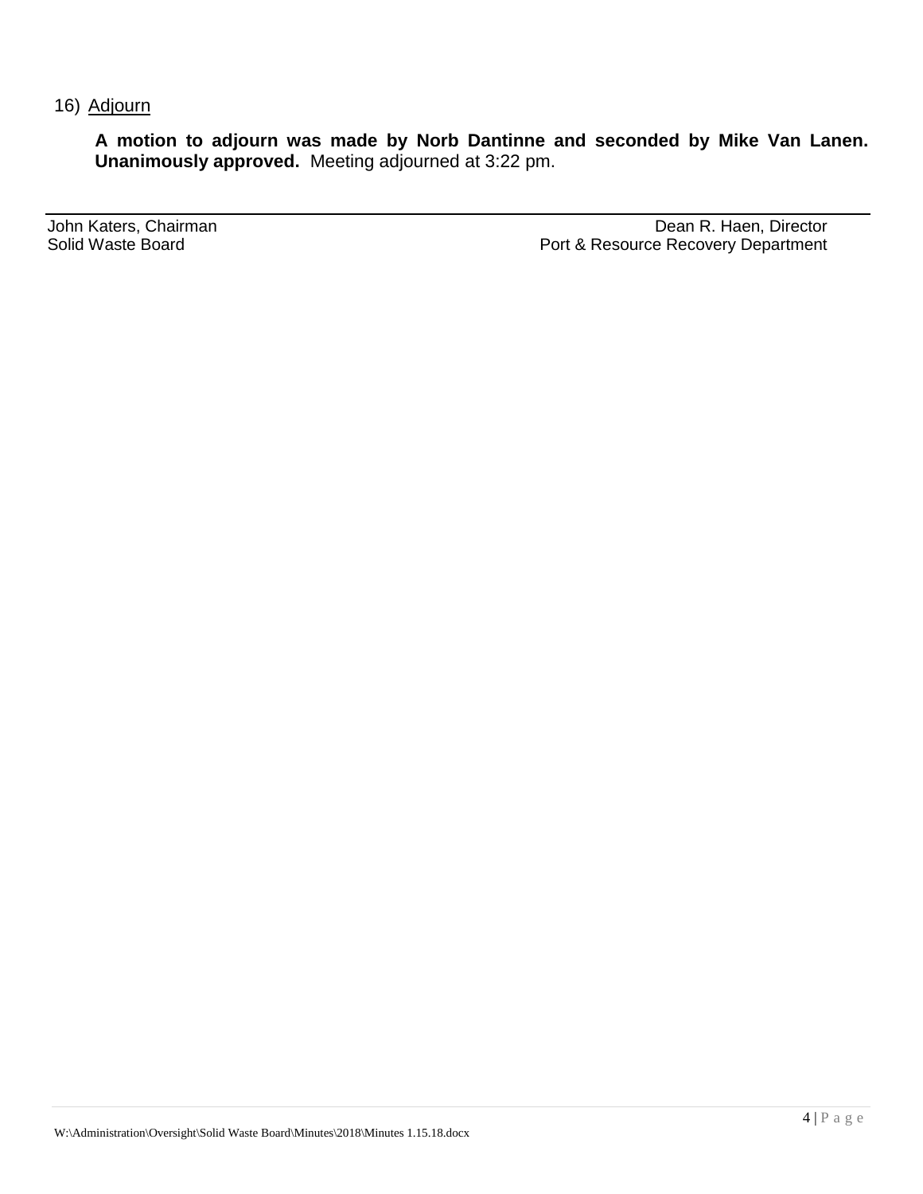16) Adjourn

**A motion to adjourn was made by Norb Dantinne and seconded by Mike Van Lanen. Unanimously approved.** Meeting adjourned at 3:22 pm.

---

John Katers, Chairman
Solid Waste Board

Dean R. Haen, Director
Port & Resource Recovery Department

W:\Administration\Oversight\Solid Waste Board\Minutes\2018\Minutes 1.15.18.docx